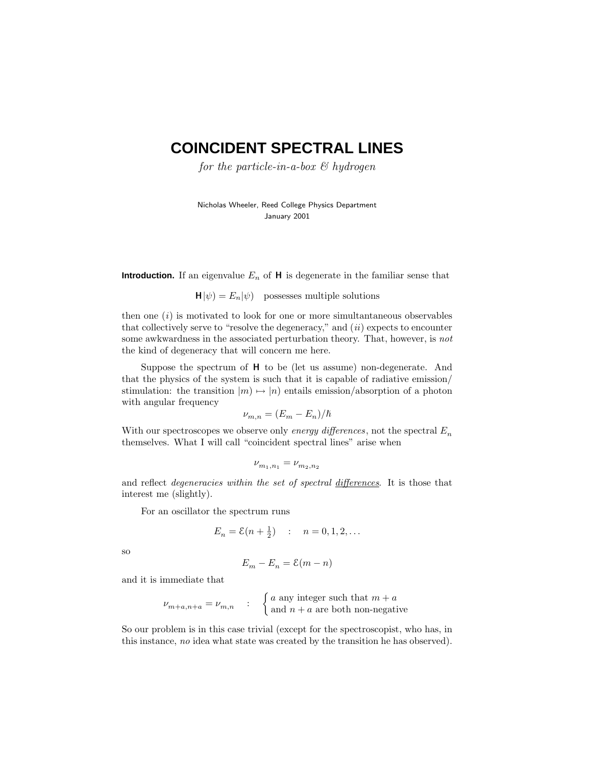# COINCIDENT SPECTRAL LINES

*for the particle-in-a-box & hydrogen*

Nicholas Wheeler, Reed College Physics Department
January 2001

**Introduction.** If an eigenvalue $E_n$ of $\mathbf{H}$ is degenerate in the familiar sense that

$$\mathbf{H}|\psi) = E_n|\psi) \quad \text{possesses multiple solutions}$$

then one ($i$) is motivated to look for one or more simultantaneous observables that collectively serve to "resolve the degeneracy," and ($ii$) expects to encounter some awkwardness in the associated perturbation theory. That, however, is *not* the kind of degeneracy that will concern me here.

Suppose the spectrum of $\mathbf{H}$ to be (let us assume) non-degenerate. And that the physics of the system is such that it is capable of radiative emission/stimulation: the transition $|m) \mapsto |n)$ entails emission/absorption of a photon with angular frequency

$$\nu_{m,n} = (E_m - E_n)/\hbar$$

With our spectroscopes we observe only *energy differences*, not the spectral $E_n$ themselves. What I will call "coincident spectral lines" arise when

$$\nu_{m_1,n_1} = \nu_{m_2,n_2}$$

and reflect *degeneracies within the set of spectral differences*. It is those that interest me (slightly).

For an oscillator the spectrum runs

$$E_n = \mathcal{E}(n + \tfrac{1}{2}) \quad : \quad n = 0, 1, 2, \ldots$$

so

$$E_m - E_n = \mathcal{E}(m - n)$$

and it is immediate that

$$\nu_{m+a,n+a} = \nu_{m,n} \quad : \quad \begin{cases} a \text{ any integer such that } m + a \\ \text{and } n + a \text{ are both non-negative} \end{cases}$$

So our problem is in this case trivial (except for the spectroscopist, who has, in this instance, *no* idea what state was created by the transition he has observed).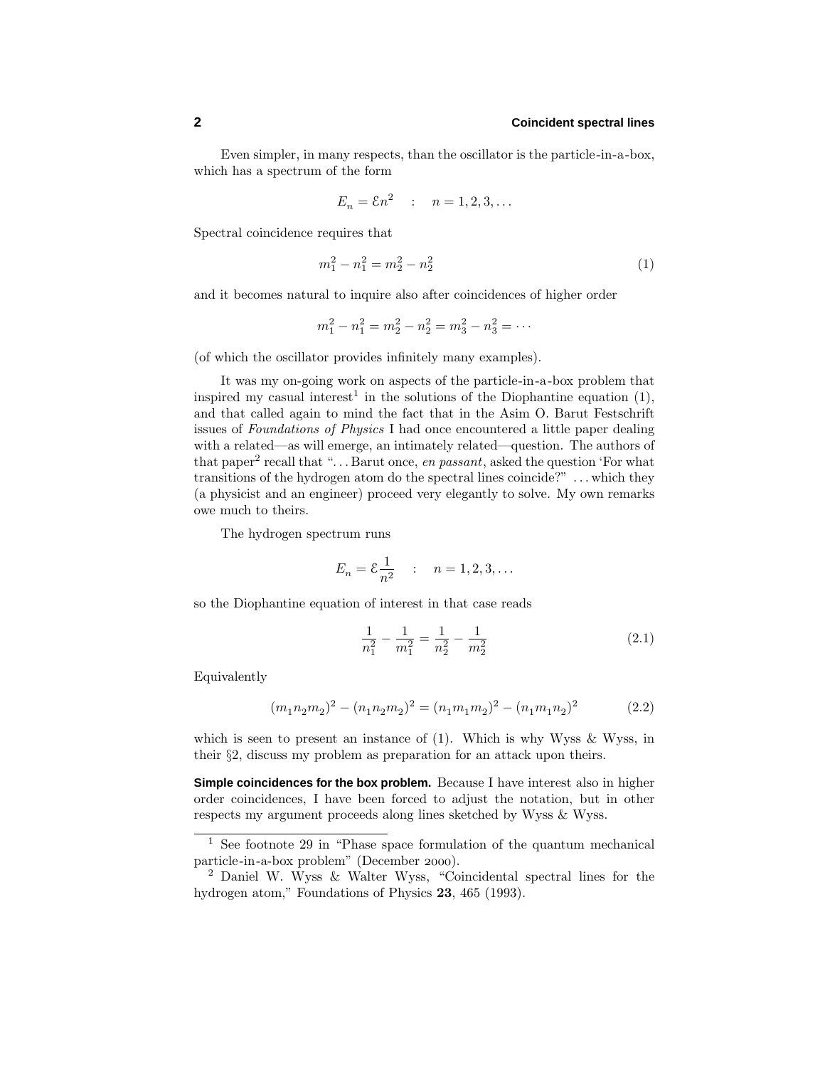Even simpler, in many respects, than the oscillator is the particle-in-a-box, which has a spectrum of the form

$$E_n = \mathcal{E}n^2 \quad : \quad n = 1, 2, 3, \ldots$$

Spectral coincidence requires that

$$m_1^2 - n_1^2 = m_2^2 - n_2^2 \tag{1}$$

and it becomes natural to inquire also after coincidences of higher order

$$m_1^2 - n_1^2 = m_2^2 - n_2^2 = m_3^2 - n_3^2 = \cdots$$

(of which the oscillator provides infinitely many examples).

It was my on-going work on aspects of the particle-in-a-box problem that inspired my casual interest[1] in the solutions of the Diophantine equation (1), and that called again to mind the fact that in the Asim O. Barut Festschrift issues of *Foundations of Physics* I had once encountered a little paper dealing with a related—as will emerge, an intimately related—question. The authors of that paper[2] recall that "...Barut once, *en passant*, asked the question 'For what transitions of the hydrogen atom do the spectral lines coincide?" ...which they (a physicist and an engineer) proceed very elegantly to solve. My own remarks owe much to theirs.

The hydrogen spectrum runs

$$E_n = \mathcal{E}\frac{1}{n^2} \quad : \quad n = 1, 2, 3, \ldots$$

so the Diophantine equation of interest in that case reads

$$\frac{1}{n_1^2} - \frac{1}{m_1^2} = \frac{1}{n_2^2} - \frac{1}{m_2^2} \tag{2.1}$$

Equivalently

$$(m_1 n_2 m_2)^2 - (n_1 n_2 m_2)^2 = (n_1 m_1 m_2)^2 - (n_1 m_1 n_2)^2 \tag{2.2}$$

which is seen to present an instance of (1). Which is why Wyss & Wyss, in their §2, discuss my problem as preparation for an attack upon theirs.

**Simple coincidences for the box problem.** Because I have interest also in higher order coincidences, I have been forced to adjust the notation, but in other respects my argument proceeds along lines sketched by Wyss & Wyss.

---

[1] See footnote 29 in "Phase space formulation of the quantum mechanical particle-in-a-box problem" (December 2000).

[2] Daniel W. Wyss & Walter Wyss, "Coincidental spectral lines for the hydrogen atom," Foundations of Physics **23**, 465 (1993).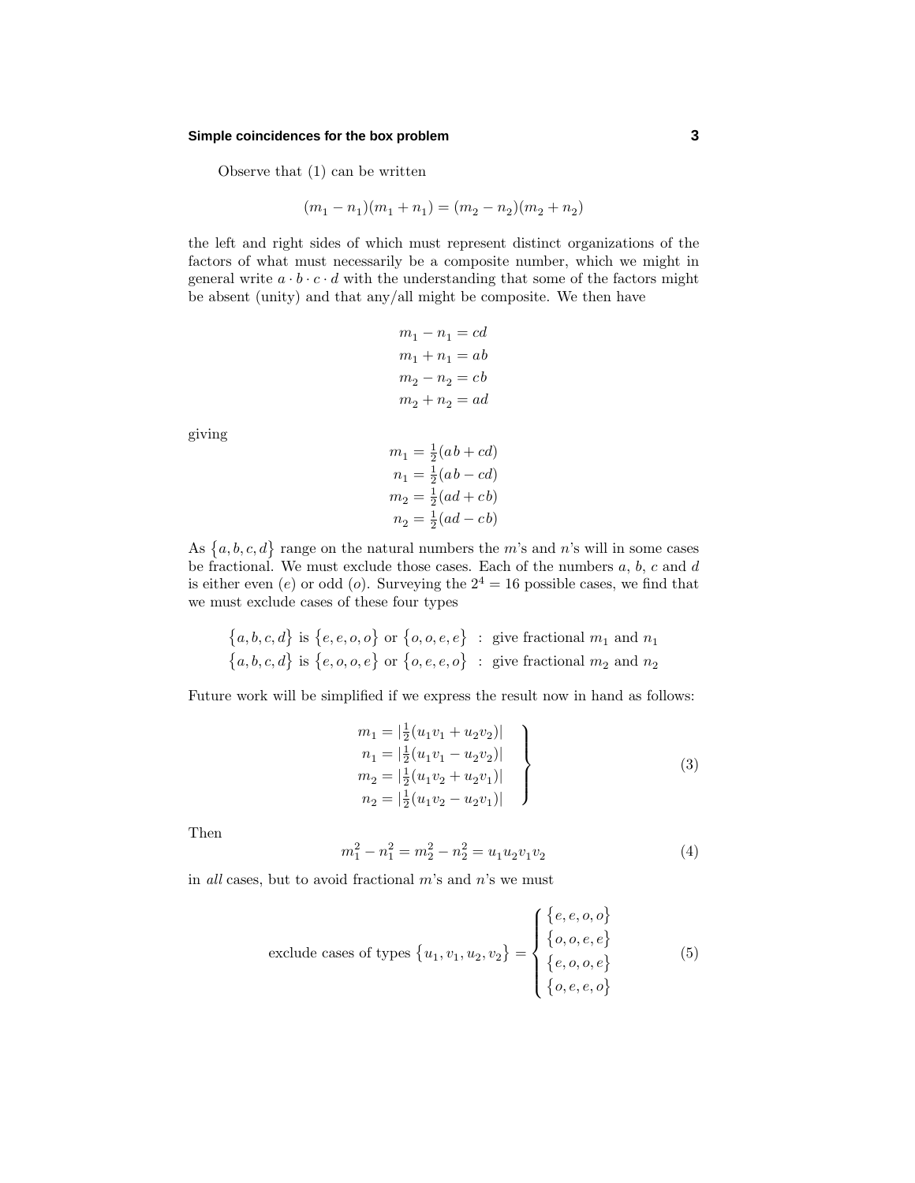Observe that (1) can be written

$$(m_1 - n_1)(m_1 + n_1) = (m_2 - n_2)(m_2 + n_2)$$

the left and right sides of which must represent distinct organizations of the factors of what must necessarily be a composite number, which we might in general write $a \cdot b \cdot c \cdot d$ with the understanding that some of the factors might be absent (unity) and that any/all might be composite. We then have

$$\begin{aligned}
m_1 - n_1 &= cd \\
m_1 + n_1 &= ab \\
m_2 - n_2 &= cb \\
m_2 + n_2 &= ad
\end{aligned}$$

giving

$$\begin{aligned}
m_1 &= \tfrac{1}{2}(ab + cd) \\
n_1 &= \tfrac{1}{2}(ab - cd) \\
m_2 &= \tfrac{1}{2}(ad + cb) \\
n_2 &= \tfrac{1}{2}(ad - cb)
\end{aligned}$$

As $\{a, b, c, d\}$ range on the natural numbers the $m$'s and $n$'s will in some cases be fractional. We must exclude those cases. Each of the numbers $a$, $b$, $c$ and $d$ is either even ($e$) or odd ($o$). Surveying the $2^4 = 16$ possible cases, we find that we must exclude cases of these four types

$$\begin{aligned}
&\{a, b, c, d\} \text{ is } \{e, e, o, o\} \text{ or } \{o, o, e, e\} \ : \ \text{give fractional } m_1 \text{ and } n_1 \\
&\{a, b, c, d\} \text{ is } \{e, o, o, e\} \text{ or } \{o, e, e, o\} \ : \ \text{give fractional } m_2 \text{ and } n_2
\end{aligned}$$

Future work will be simplified if we express the result now in hand as follows:

$$\left.\begin{aligned}
m_1 &= |\tfrac{1}{2}(u_1 v_1 + u_2 v_2)| \\
n_1 &= |\tfrac{1}{2}(u_1 v_1 - u_2 v_2)| \\
m_2 &= |\tfrac{1}{2}(u_1 v_2 + u_2 v_1)| \\
n_2 &= |\tfrac{1}{2}(u_1 v_2 - u_2 v_1)|
\end{aligned}\right\} \tag{3}$$

Then

$$m_1^2 - n_1^2 = m_2^2 - n_2^2 = u_1 u_2 v_1 v_2 \tag{4}$$

in *all* cases, but to avoid fractional $m$'s and $n$'s we must

$$\text{exclude cases of types } \{u_1, v_1, u_2, v_2\} = \begin{cases} \{e, e, o, o\} \\ \{o, o, e, e\} \\ \{e, o, o, e\} \\ \{o, e, e, o\} \end{cases} \tag{5}$$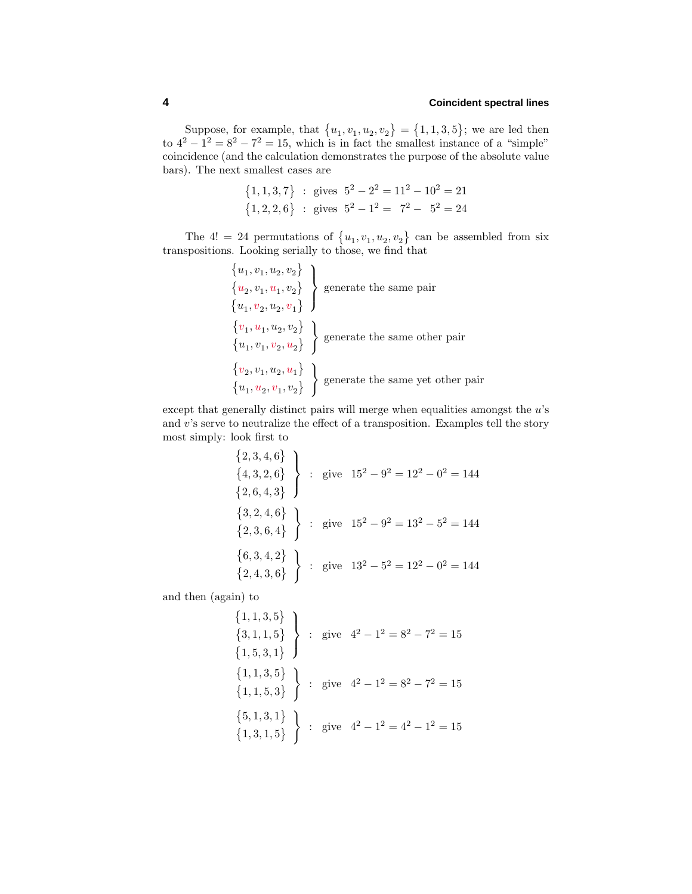Suppose, for example, that $\{u_1, v_1, u_2, v_2\} = \{1, 1, 3, 5\}$; we are led then to $4^2 - 1^2 = 8^2 - 7^2 = 15$, which is in fact the smallest instance of a "simple" coincidence (and the calculation demonstrates the purpose of the absolute value bars). The next smallest cases are

$$\begin{aligned}
\{1,1,3,7\} &\ :\ \text{gives}\ \ 5^2 - 2^2 = 11^2 - 10^2 = 21\\
\{1,2,2,6\} &\ :\ \text{gives}\ \ 5^2 - 1^2 = \ \ 7^2 - \ \ 5^2 = 24
\end{aligned}$$

The $4! = 24$ permutations of $\{u_1, v_1, u_2, v_2\}$ can be assembled from six transpositions. Looking serially to those, we find that

$$\left.\begin{array}{l}
\{u_1, v_1, u_2, v_2\}\\
\{u_2, v_1, u_1, v_2\}\\
\{u_1, v_2, u_2, v_1\}
\end{array}\right\}\ \text{generate the same pair}$$

$$\left.\begin{array}{l}
\{v_1, u_1, u_2, v_2\}\\
\{u_1, v_1, v_2, u_2\}
\end{array}\right\}\ \text{generate the same other pair}$$

$$\left.\begin{array}{l}
\{v_2, v_1, u_2, u_1\}\\
\{u_1, u_2, v_1, v_2\}
\end{array}\right\}\ \text{generate the same yet other pair}$$

except that generally distinct pairs will merge when equalities amongst the $u$'s and $v$'s serve to neutralize the effect of a transposition. Examples tell the story most simply: look first to

$$\left.\begin{array}{l}
\{2,3,4,6\}\\
\{4,3,2,6\}\\
\{2,6,4,3\}
\end{array}\right\}\ :\ \text{give}\ \ 15^2 - 9^2 = 12^2 - 0^2 = 144$$

$$\left.\begin{array}{l}
\{3,2,4,6\}\\
\{2,3,6,4\}
\end{array}\right\}\ :\ \text{give}\ \ 15^2 - 9^2 = 13^2 - 5^2 = 144$$

$$\left.\begin{array}{l}
\{6,3,4,2\}\\
\{2,4,3,6\}
\end{array}\right\}\ :\ \text{give}\ \ 13^2 - 5^2 = 12^2 - 0^2 = 144$$

and then (again) to

$$\left.\begin{array}{l}
\{1,1,3,5\}\\
\{3,1,1,5\}\\
\{1,5,3,1\}
\end{array}\right\}\ :\ \text{give}\ \ 4^2 - 1^2 = 8^2 - 7^2 = 15$$

$$\left.\begin{array}{l}
\{1,1,3,5\}\\
\{1,1,5,3\}
\end{array}\right\}\ :\ \text{give}\ \ 4^2 - 1^2 = 8^2 - 7^2 = 15$$

$$\left.\begin{array}{l}
\{5,1,3,1\}\\
\{1,3,1,5\}
\end{array}\right\}\ :\ \text{give}\ \ 4^2 - 1^2 = 4^2 - 1^2 = 15$$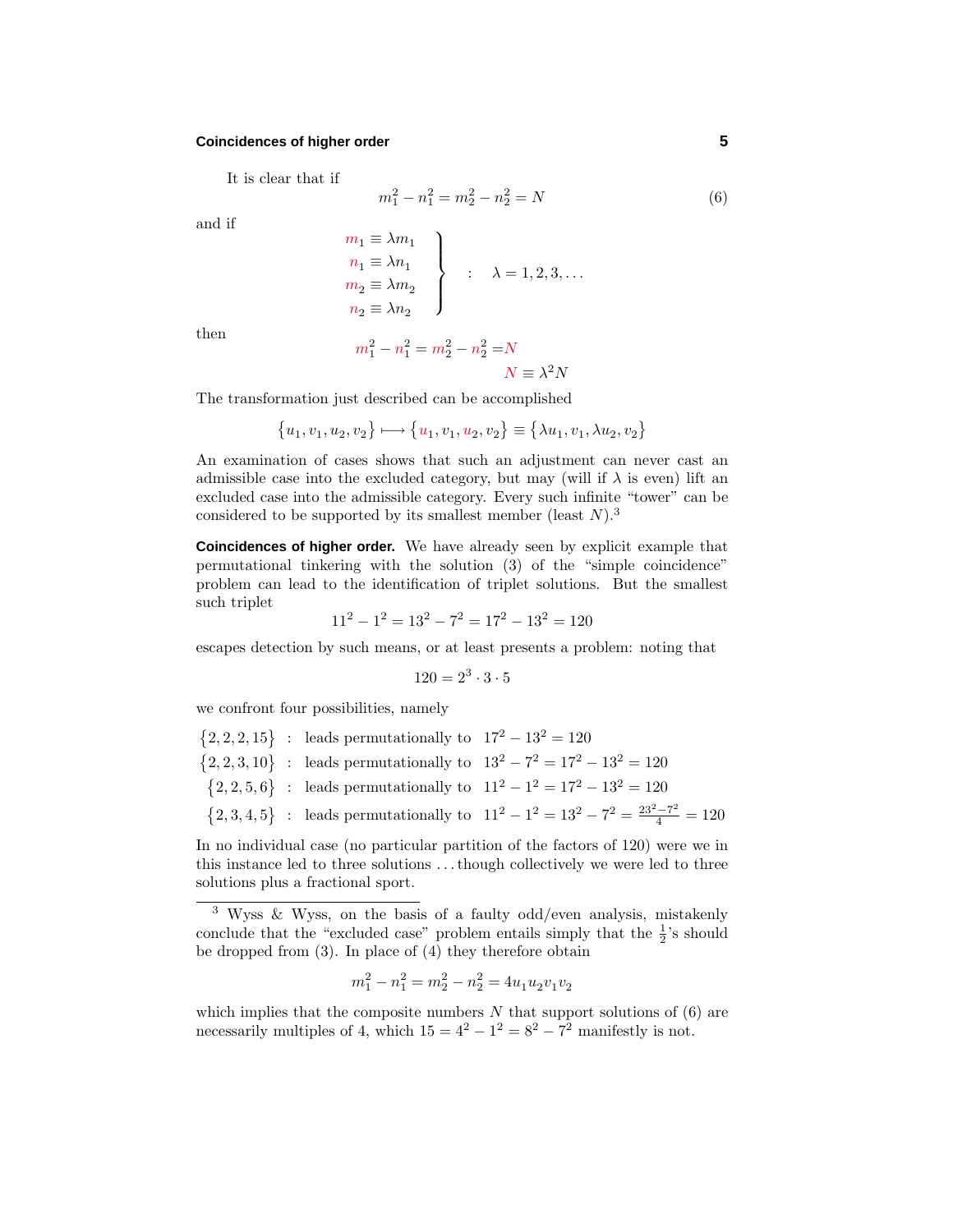It is clear that if

$$m_1^2 - n_1^2 = m_2^2 - n_2^2 = N \tag{6}$$

and if

$$\left.\begin{aligned} m_1 &\equiv \lambda m_1 \\ n_1 &\equiv \lambda n_1 \\ m_2 &\equiv \lambda m_2 \\ n_2 &\equiv \lambda n_2 \end{aligned}\right\} \quad : \quad \lambda = 1, 2, 3, \ldots$$

then

$$m_1^2 - n_1^2 = m_2^2 - n_2^2 = N$$
$$N \equiv \lambda^2 N$$

The transformation just described can be accomplished

$$\{u_1, v_1, u_2, v_2\} \longmapsto \{u_1, v_1, u_2, v_2\} \equiv \{\lambda u_1, v_1, \lambda u_2, v_2\}$$

An examination of cases shows that such an adjustment can never cast an admissible case into the excluded category, but may (will if $\lambda$ is even) lift an excluded case into the admissible category. Every such infinite "tower" can be considered to be supported by its smallest member (least $N$).[3]

**Coincidences of higher order.** We have already seen by explicit example that permutational tinkering with the solution (3) of the "simple coincidence" problem can lead to the identification of triplet solutions. But the smallest such triplet

$$11^2 - 1^2 = 13^2 - 7^2 = 17^2 - 13^2 = 120$$

escapes detection by such means, or at least presents a problem: noting that

$$120 = 2^3 \cdot 3 \cdot 5$$

we confront four possibilities, namely

$\{2, 2, 2, 15\}$ : leads permutationally to $17^2 - 13^2 = 120$

$\{2, 2, 3, 10\}$ : leads permutationally to $13^2 - 7^2 = 17^2 - 13^2 = 120$

$\{2, 2, 5, 6\}$ : leads permutationally to $11^2 - 1^2 = 17^2 - 13^2 = 120$

$\{2, 3, 4, 5\}$ : leads permutationally to $11^2 - 1^2 = 13^2 - 7^2 = \frac{23^2 - 7^2}{4} = 120$

In no individual case (no particular partition of the factors of 120) were we in this instance led to three solutions ... though collectively we were led to three solutions plus a fractional sport.

---

[3] Wyss & Wyss, on the basis of a faulty odd/even analysis, mistakenly conclude that the "excluded case" problem entails simply that the $\frac{1}{2}$'s should be dropped from (3). In place of (4) they therefore obtain

$$m_1^2 - n_1^2 = m_2^2 - n_2^2 = 4u_1 u_2 v_1 v_2$$

which implies that the composite numbers $N$ that support solutions of (6) are necessarily multiples of 4, which $15 = 4^2 - 1^2 = 8^2 - 7^2$ manifestly is not.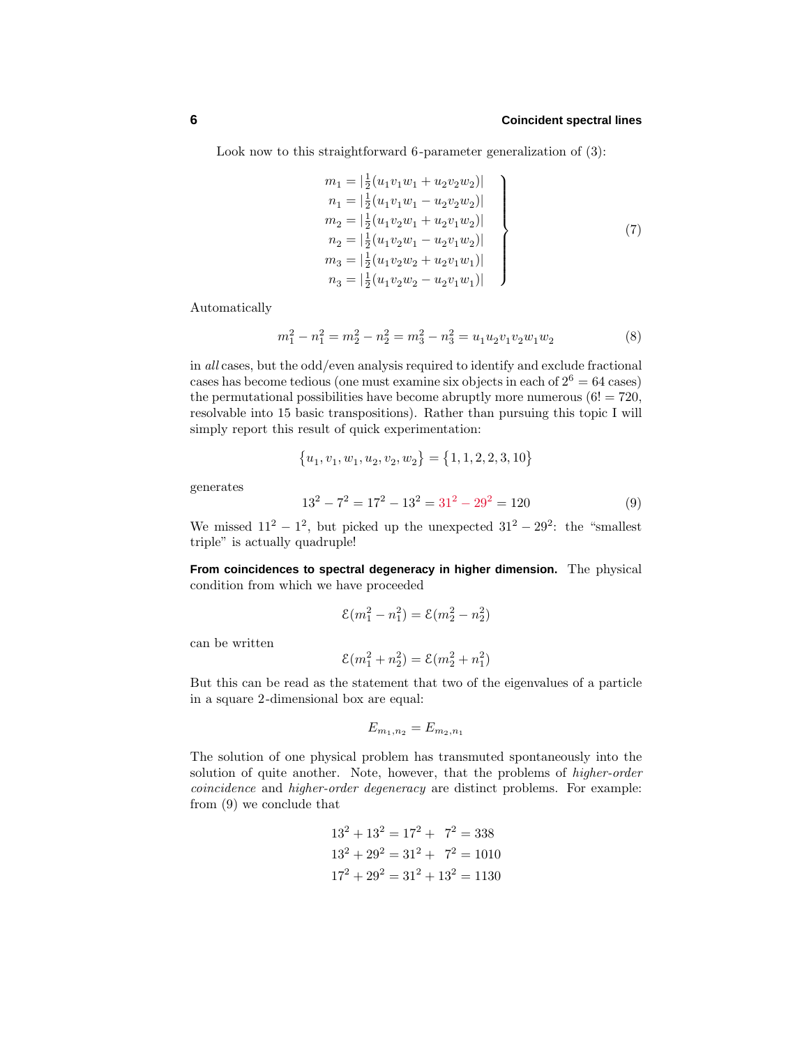Look now to this straightforward 6-parameter generalization of (3):

$$\left.\begin{aligned}
m_1 &= |\tfrac{1}{2}(u_1v_1w_1 + u_2v_2w_2)|\\
n_1 &= |\tfrac{1}{2}(u_1v_1w_1 - u_2v_2w_2)|\\
m_2 &= |\tfrac{1}{2}(u_1v_2w_1 + u_2v_1w_2)|\\
n_2 &= |\tfrac{1}{2}(u_1v_2w_1 - u_2v_1w_2)|\\
m_3 &= |\tfrac{1}{2}(u_1v_2w_2 + u_2v_1w_1)|\\
n_3 &= |\tfrac{1}{2}(u_1v_2w_2 - u_2v_1w_1)|
\end{aligned}\right\} \tag{7}$$

Automatically

$$m_1^2 - n_1^2 = m_2^2 - n_2^2 = m_3^2 - n_3^2 = u_1u_2v_1v_2w_1w_2 \tag{8}$$

in *all* cases, but the odd/even analysis required to identify and exclude fractional cases has become tedious (one must examine six objects in each of $2^6 = 64$ cases) the permutational possibilities have become abruptly more numerous ($6! = 720$, resolvable into 15 basic transpositions). Rather than pursuing this topic I will simply report this result of quick experimentation:

$$\{u_1, v_1, w_1, u_2, v_2, w_2\} = \{1, 1, 2, 2, 3, 10\}$$

generates

$$13^2 - 7^2 = 17^2 - 13^2 = 31^2 - 29^2 = 120 \tag{9}$$

We missed $11^2 - 1^2$, but picked up the unexpected $31^2 - 29^2$: the "smallest triple" is actually quadruple!

**From coincidences to spectral degeneracy in higher dimension.** The physical condition from which we have proceeded

$$\mathcal{E}(m_1^2 - n_1^2) = \mathcal{E}(m_2^2 - n_2^2)$$

can be written

$$\mathcal{E}(m_1^2 + n_2^2) = \mathcal{E}(m_2^2 + n_1^2)$$

But this can be read as the statement that two of the eigenvalues of a particle in a square 2-dimensional box are equal:

$$E_{m_1,n_2} = E_{m_2,n_1}$$

The solution of one physical problem has transmuted spontaneously into the solution of quite another. Note, however, that the problems of *higher-order coincidence* and *higher-order degeneracy* are distinct problems. For example: from (9) we conclude that

$$\begin{aligned}
13^2 + 13^2 &= 17^2 + \ \,7^2 = 338\\
13^2 + 29^2 &= 31^2 + \ \,7^2 = 1010\\
17^2 + 29^2 &= 31^2 + 13^2 = 1130
\end{aligned}$$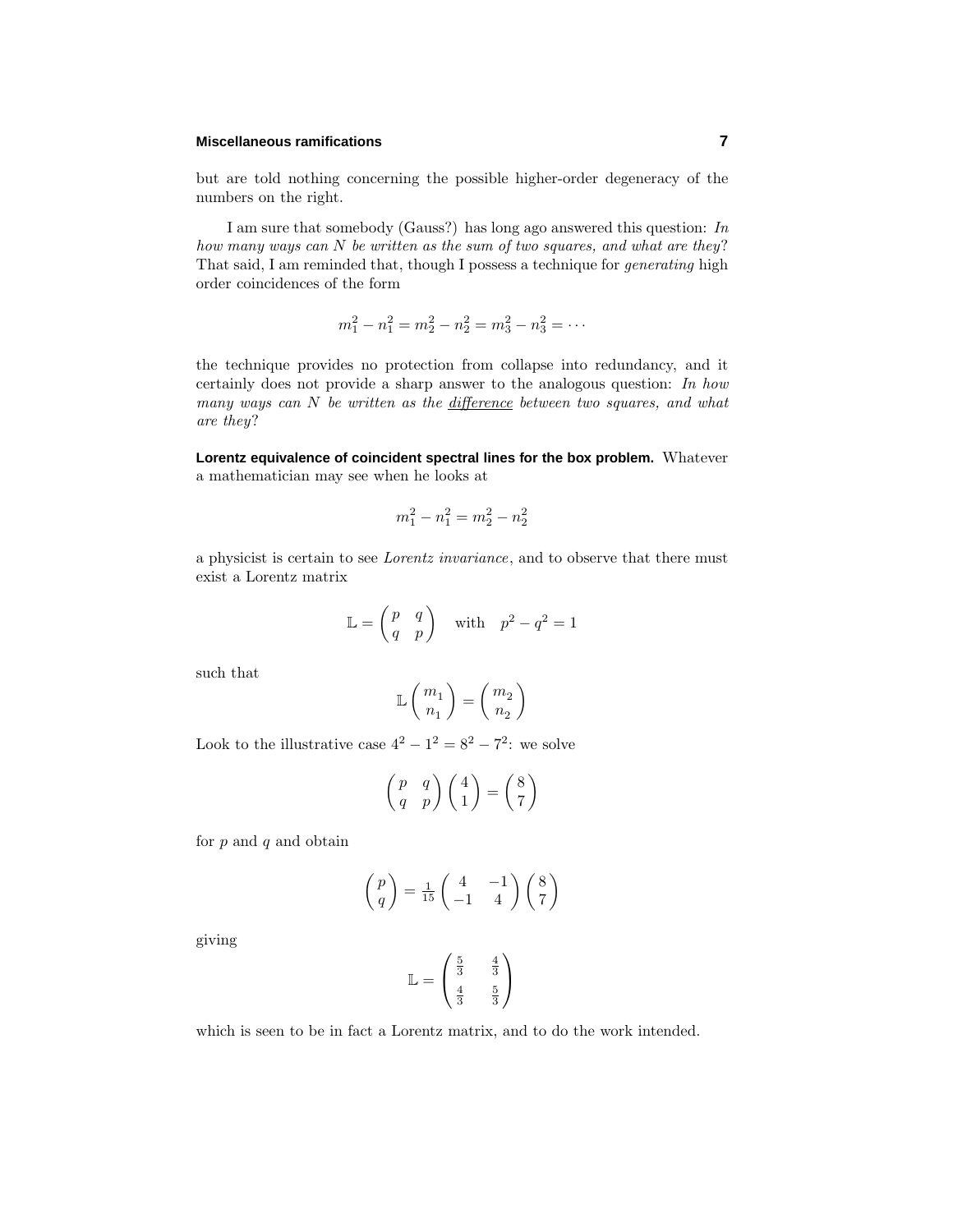but are told nothing concerning the possible higher-order degeneracy of the numbers on the right.

I am sure that somebody (Gauss?) has long ago answered this question: *In how many ways can $N$ be written as the sum of two squares, and what are they?* That said, I am reminded that, though I possess a technique for *generating* high order coincidences of the form

$$m_1^2 - n_1^2 = m_2^2 - n_2^2 = m_3^2 - n_3^2 = \cdots$$

the technique provides no protection from collapse into redundancy, and it certainly does not provide a sharp answer to the analogous question: *In how many ways can $N$ be written as the difference between two squares, and what are they?*

**Lorentz equivalence of coincident spectral lines for the box problem.** Whatever a mathematician may see when he looks at

$$m_1^2 - n_1^2 = m_2^2 - n_2^2$$

a physicist is certain to see *Lorentz invariance*, and to observe that there must exist a Lorentz matrix

$$\mathbb{L} = \begin{pmatrix} p & q \\ q & p \end{pmatrix} \quad \text{with} \quad p^2 - q^2 = 1$$

such that

$$\mathbb{L}\begin{pmatrix} m_1 \\ n_1 \end{pmatrix} = \begin{pmatrix} m_2 \\ n_2 \end{pmatrix}$$

Look to the illustrative case $4^2 - 1^2 = 8^2 - 7^2$: we solve

$$\begin{pmatrix} p & q \\ q & p \end{pmatrix}\begin{pmatrix} 4 \\ 1 \end{pmatrix} = \begin{pmatrix} 8 \\ 7 \end{pmatrix}$$

for $p$ and $q$ and obtain

$$\begin{pmatrix} p \\ q \end{pmatrix} = \tfrac{1}{15}\begin{pmatrix} 4 & -1 \\ -1 & 4 \end{pmatrix}\begin{pmatrix} 8 \\ 7 \end{pmatrix}$$

giving

$$\mathbb{L} = \begin{pmatrix} \frac{5}{3} & \frac{4}{3} \\ \frac{4}{3} & \frac{5}{3} \end{pmatrix}$$

which is seen to be in fact a Lorentz matrix, and to do the work intended.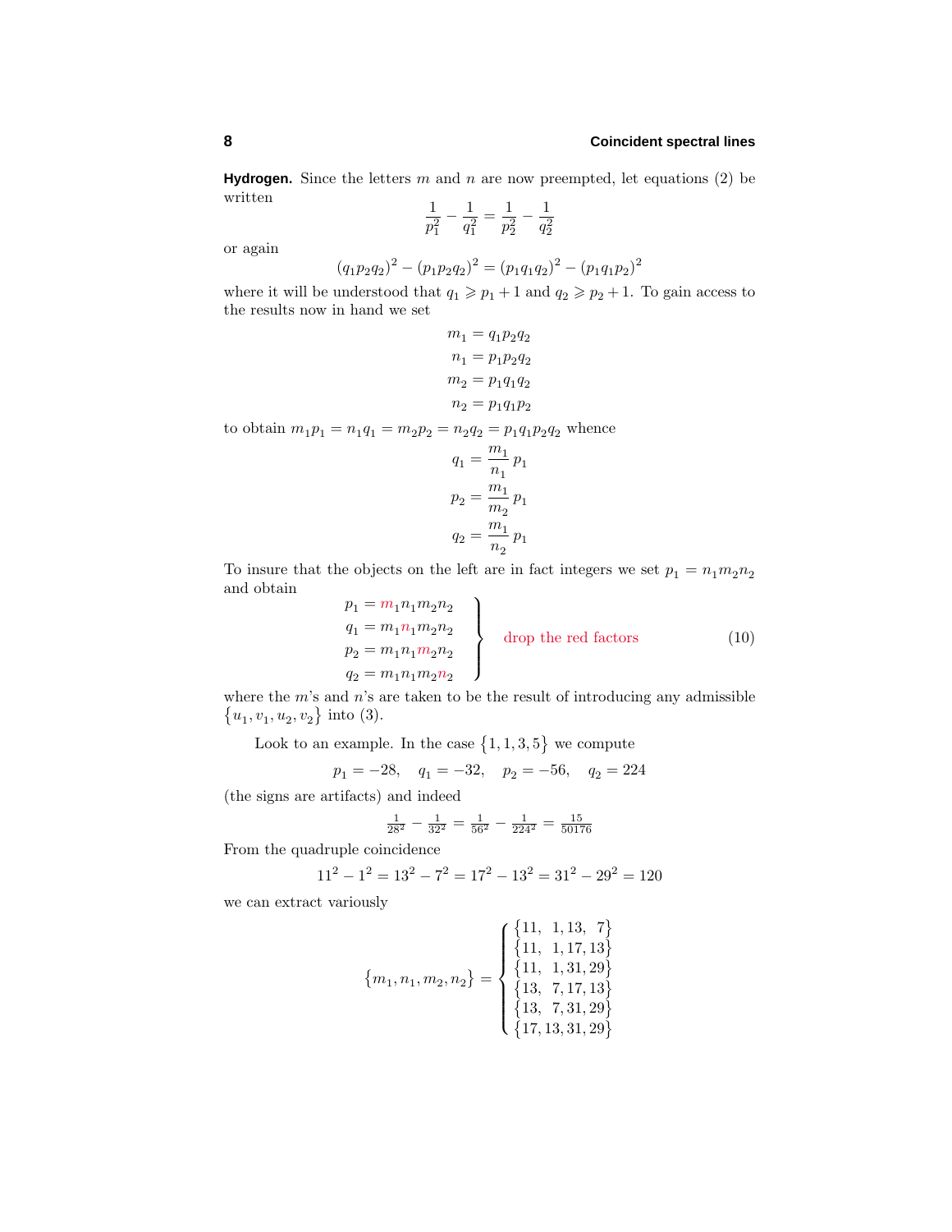**Hydrogen.** Since the letters $m$ and $n$ are now preempted, let equations (2) be written

$$\frac{1}{p_1^2} - \frac{1}{q_1^2} = \frac{1}{p_2^2} - \frac{1}{q_2^2}$$

or again

$$(q_1 p_2 q_2)^2 - (p_1 p_2 q_2)^2 = (p_1 q_1 q_2)^2 - (p_1 q_1 p_2)^2$$

where it will be understood that $q_1 \geqslant p_1 + 1$ and $q_2 \geqslant p_2 + 1$. To gain access to the results now in hand we set

$$\begin{aligned} m_1 &= q_1 p_2 q_2 \\ n_1 &= p_1 p_2 q_2 \\ m_2 &= p_1 q_1 q_2 \\ n_2 &= p_1 q_1 p_2 \end{aligned}$$

to obtain $m_1 p_1 = n_1 q_1 = m_2 p_2 = n_2 q_2 = p_1 q_1 p_2 q_2$ whence

$$\begin{aligned} q_1 &= \frac{m_1}{n_1}\, p_1 \\ p_2 &= \frac{m_1}{m_2}\, p_1 \\ q_2 &= \frac{m_1}{n_2}\, p_1 \end{aligned}$$

To insure that the objects on the left are in fact integers we set $p_1 = n_1 m_2 n_2$ and obtain

$$\left.\begin{aligned} p_1 &= m_1 n_1 m_2 n_2 \\ q_1 &= m_1 n_1 m_2 n_2 \\ p_2 &= m_1 n_1 m_2 n_2 \\ q_2 &= m_1 n_1 m_2 n_2 \end{aligned}\right\} \quad \text{drop the red factors} \tag{10}$$

where the $m$'s and $n$'s are taken to be the result of introducing any admissible $\{u_1, v_1, u_2, v_2\}$ into (3).

Look to an example. In the case $\{1, 1, 3, 5\}$ we compute

$$p_1 = -28, \quad q_1 = -32, \quad p_2 = -56, \quad q_2 = 224$$

(the signs are artifacts) and indeed

$$\tfrac{1}{28^2} - \tfrac{1}{32^2} = \tfrac{1}{56^2} - \tfrac{1}{224^2} = \tfrac{15}{50176}$$

From the quadruple coincidence

$$11^2 - 1^2 = 13^2 - 7^2 = 17^2 - 13^2 = 31^2 - 29^2 = 120$$

we can extract variously

$$\{m_1, n_1, m_2, n_2\} = \begin{cases} \{11, \ 1, 13, \ 7\} \\ \{11, \ 1, 17, 13\} \\ \{11, \ 1, 31, 29\} \\ \{13, \ 7, 17, 13\} \\ \{13, \ 7, 31, 29\} \\ \{17, 13, 31, 29\} \end{cases}$$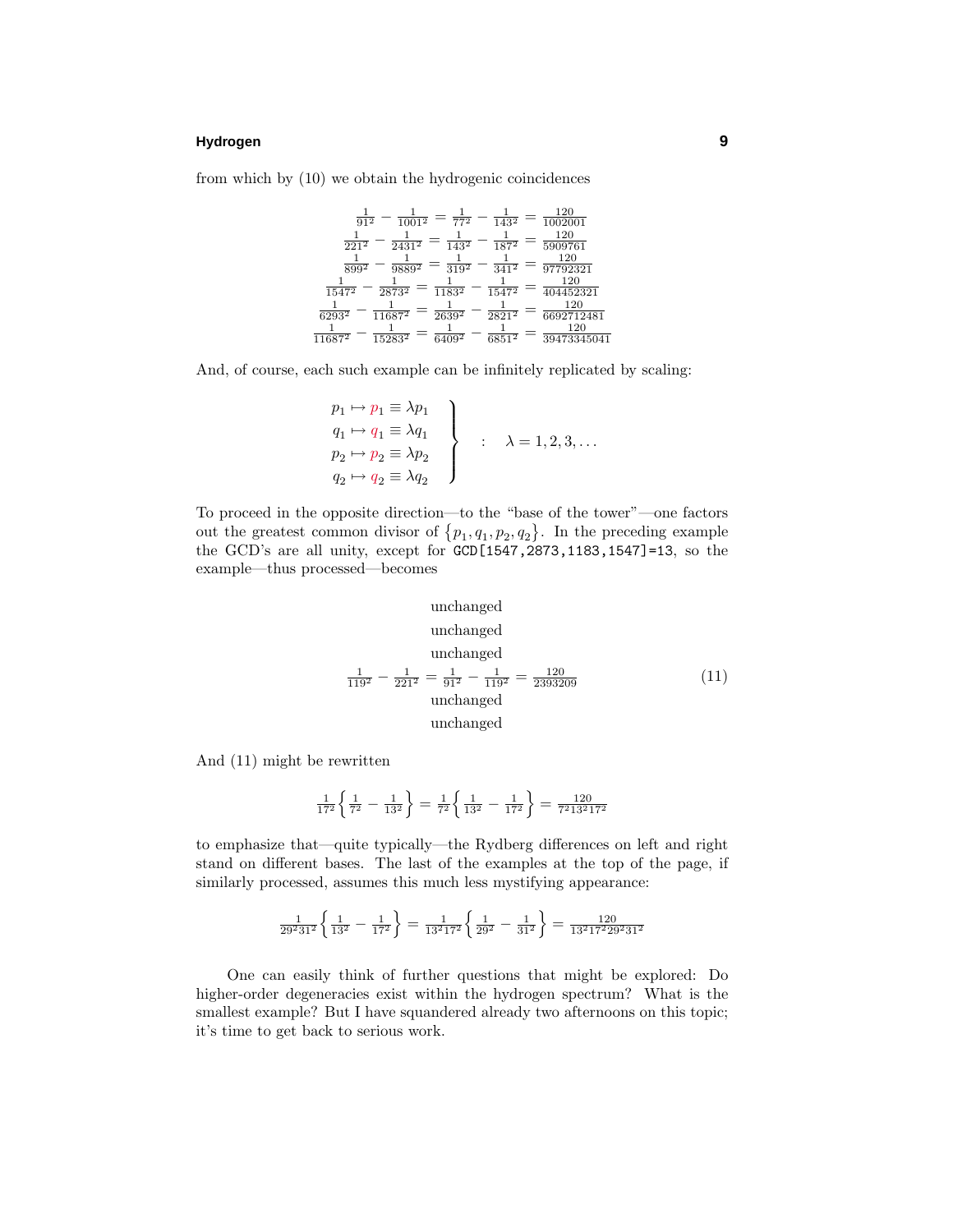from which by (10) we obtain the hydrogenic coincidences

$$
\begin{array}{c}
\frac{1}{91^2}-\frac{1}{1001^2}=\frac{1}{77^2}-\frac{1}{143^2}=\frac{120}{1002001}\\
\frac{1}{221^2}-\frac{1}{2431^2}=\frac{1}{143^2}-\frac{1}{187^2}=\frac{120}{5909761}\\
\frac{1}{899^2}-\frac{1}{9889^2}=\frac{1}{319^2}-\frac{1}{341^2}=\frac{120}{97792321}\\
\frac{1}{1547^2}-\frac{1}{2873^2}=\frac{1}{1183^2}-\frac{1}{1547^2}=\frac{120}{404452321}\\
\frac{1}{6293^2}-\frac{1}{11687^2}=\frac{1}{2639^2}-\frac{1}{2821^2}=\frac{120}{6692712481}\\
\frac{1}{11687^2}-\frac{1}{15283^2}=\frac{1}{6409^2}-\frac{1}{6851^2}=\frac{120}{39473345041}
\end{array}
$$

And, of course, each such example can be infinitely replicated by scaling:

$$
\left.\begin{array}{l}
p_1 \mapsto p_1 \equiv \lambda p_1\\
q_1 \mapsto q_1 \equiv \lambda q_1\\
p_2 \mapsto p_2 \equiv \lambda p_2\\
q_2 \mapsto q_2 \equiv \lambda q_2
\end{array}\right\} \quad : \quad \lambda = 1,2,3,\ldots
$$

To proceed in the opposite direction—to the "base of the tower"—one factors out the greatest common divisor of $\{p_1, q_1, p_2, q_2\}$. In the preceding example the GCD's are all unity, except for `GCD[1547,2873,1183,1547]=13`, so the example—thus processed—becomes

$$
\begin{array}{c}
\text{unchanged}\\
\text{unchanged}\\
\text{unchanged}\\
\frac{1}{119^2}-\frac{1}{221^2}=\frac{1}{91^2}-\frac{1}{119^2}=\frac{120}{2393209}\\
\text{unchanged}\\
\text{unchanged}
\end{array}
\tag{11}
$$

And (11) might be rewritten

$$
\frac{1}{17^2}\left\{\frac{1}{7^2}-\frac{1}{13^2}\right\}=\frac{1}{7^2}\left\{\frac{1}{13^2}-\frac{1}{17^2}\right\}=\frac{120}{7^2 13^2 17^2}
$$

to emphasize that—quite typically—the Rydberg differences on left and right stand on different bases. The last of the examples at the top of the page, if similarly processed, assumes this much less mystifying appearance:

$$
\frac{1}{29^2 31^2}\left\{\frac{1}{13^2}-\frac{1}{17^2}\right\}=\frac{1}{13^2 17^2}\left\{\frac{1}{29^2}-\frac{1}{31^2}\right\}=\frac{120}{13^2 17^2 29^2 31^2}
$$

One can easily think of further questions that might be explored: Do higher-order degeneracies exist within the hydrogen spectrum? What is the smallest example? But I have squandered already two afternoons on this topic; it's time to get back to serious work.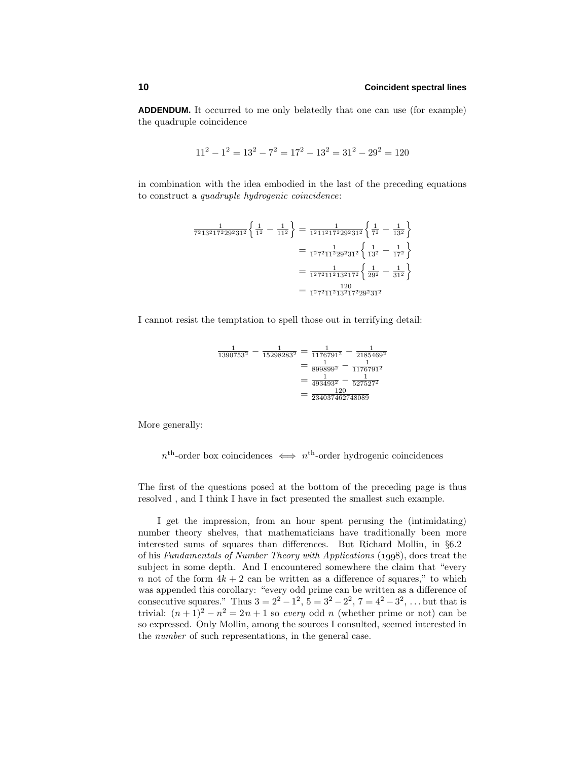**ADDENDUM.** It occurred to me only belatedly that one can use (for example) the quadruple coincidence

$$11^2 - 1^2 = 13^2 - 7^2 = 17^2 - 13^2 = 31^2 - 29^2 = 120$$

in combination with the idea embodied in the last of the preceding equations to construct a *quadruple hydrogenic coincidence*:

$$\begin{aligned}
\tfrac{1}{7^2 13^2 17^2 29^2 31^2}\left\{\tfrac{1}{1^2} - \tfrac{1}{11^2}\right\} &= \tfrac{1}{1^2 11^2 17^2 29^2 31^2}\left\{\tfrac{1}{7^2} - \tfrac{1}{13^2}\right\} \\
&= \tfrac{1}{1^2 7^2 11^2 29^2 31^2}\left\{\tfrac{1}{13^2} - \tfrac{1}{17^2}\right\} \\
&= \tfrac{1}{1^2 7^2 11^2 13^2 17^2}\left\{\tfrac{1}{29^2} - \tfrac{1}{31^2}\right\} \\
&= \tfrac{120}{1^2 7^2 11^2 13^2 17^2 29^2 31^2}
\end{aligned}$$

I cannot resist the temptation to spell those out in terrifying detail:

$$\begin{aligned}
\tfrac{1}{1390753^2} - \tfrac{1}{15298283^2} &= \tfrac{1}{1176791^2} - \tfrac{1}{2185469^2} \\
&= \tfrac{1}{899899^2} - \tfrac{1}{1176791^2} \\
&= \tfrac{1}{493493^2} - \tfrac{1}{527527^2} \\
&= \tfrac{120}{234037462748089}
\end{aligned}$$

More generally:

$$n^{\text{th}}\text{-order box coincidences} \iff n^{\text{th}}\text{-order hydrogenic coincidences}$$

The first of the questions posed at the bottom of the preceding page is thus resolved , and I think I have in fact presented the smallest such example.

I get the impression, from an hour spent perusing the (intimidating) number theory shelves, that mathematicians have traditionally been more interested sums of squares than differences. But Richard Mollin, in §6.2 of his *Fundamentals of Number Theory with Applications* (1998), does treat the subject in some depth. And I encountered somewhere the claim that "every $n$ not of the form $4k + 2$ can be written as a difference of squares," to which was appended this corollary: "every odd prime can be written as a difference of consecutive squares." Thus $3 = 2^2 - 1^2$, $5 = 3^2 - 2^2$, $7 = 4^2 - 3^2$, ... but that is trivial: $(n+1)^2 - n^2 = 2n+1$ so *every* odd $n$ (whether prime or not) can be so expressed. Only Mollin, among the sources I consulted, seemed interested in the *number* of such representations, in the general case.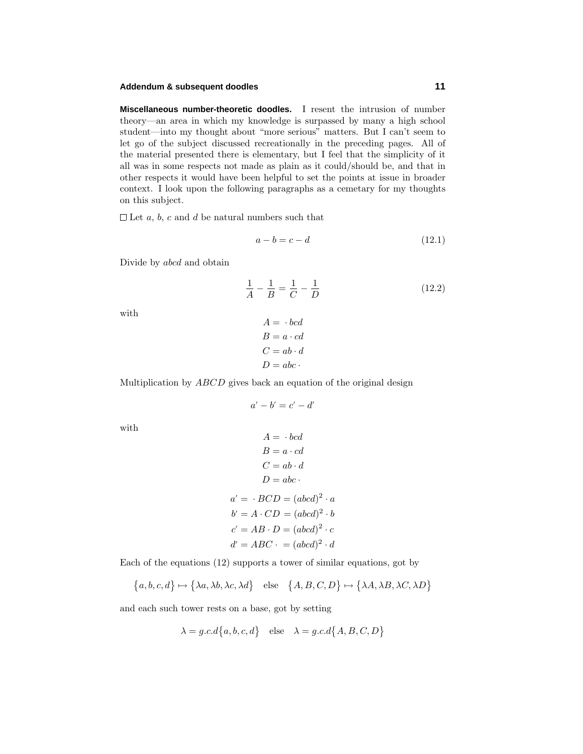**Miscellaneous number-theoretic doodles.** I resent the intrusion of number theory—an area in which my knowledge is surpassed by many a high school student—into my thought about "more serious" matters. But I can't seem to let go of the subject discussed recreationally in the preceding pages. All of the material presented there is elementary, but I feel that the simplicity of it all was in some respects not made as plain as it could/should be, and that in other respects it would have been helpful to set the points at issue in broader context. I look upon the following paragraphs as a cemetary for my thoughts on this subject.

□ Let $a$, $b$, $c$ and $d$ be natural numbers such that

$$a - b = c - d \tag{12.1}$$

Divide by $abcd$ and obtain

$$\frac{1}{A} - \frac{1}{B} = \frac{1}{C} - \frac{1}{D} \tag{12.2}$$

with

$$\begin{aligned} A &= \ \cdot bcd \\ B &= a \cdot cd \\ C &= ab \cdot d \\ D &= abc \cdot \end{aligned}$$

Multiplication by $ABCD$ gives back an equation of the original design

$$a' - b' = c' - d'$$

with

$$\begin{aligned} A &= \ \cdot bcd \\ B &= a \cdot cd \\ C &= ab \cdot d \\ D &= abc \cdot \\ a' &= \ \cdot BCD = (abcd)^2 \cdot a \\ b' &= A \cdot CD = (abcd)^2 \cdot b \\ c' &= AB \cdot D = (abcd)^2 \cdot c \\ d' &= ABC \cdot \ = (abcd)^2 \cdot d \end{aligned}$$

Each of the equations (12) supports a tower of similar equations, got by

$$\{a, b, c, d\} \mapsto \{\lambda a, \lambda b, \lambda c, \lambda d\} \quad \text{else} \quad \{A, B, C, D\} \mapsto \{\lambda A, \lambda B, \lambda C, \lambda D\}$$

and each such tower rests on a base, got by setting

$$\lambda = g.c.d\{a, b, c, d\} \quad \text{else} \quad \lambda = g.c.d\{A, B, C, D\}$$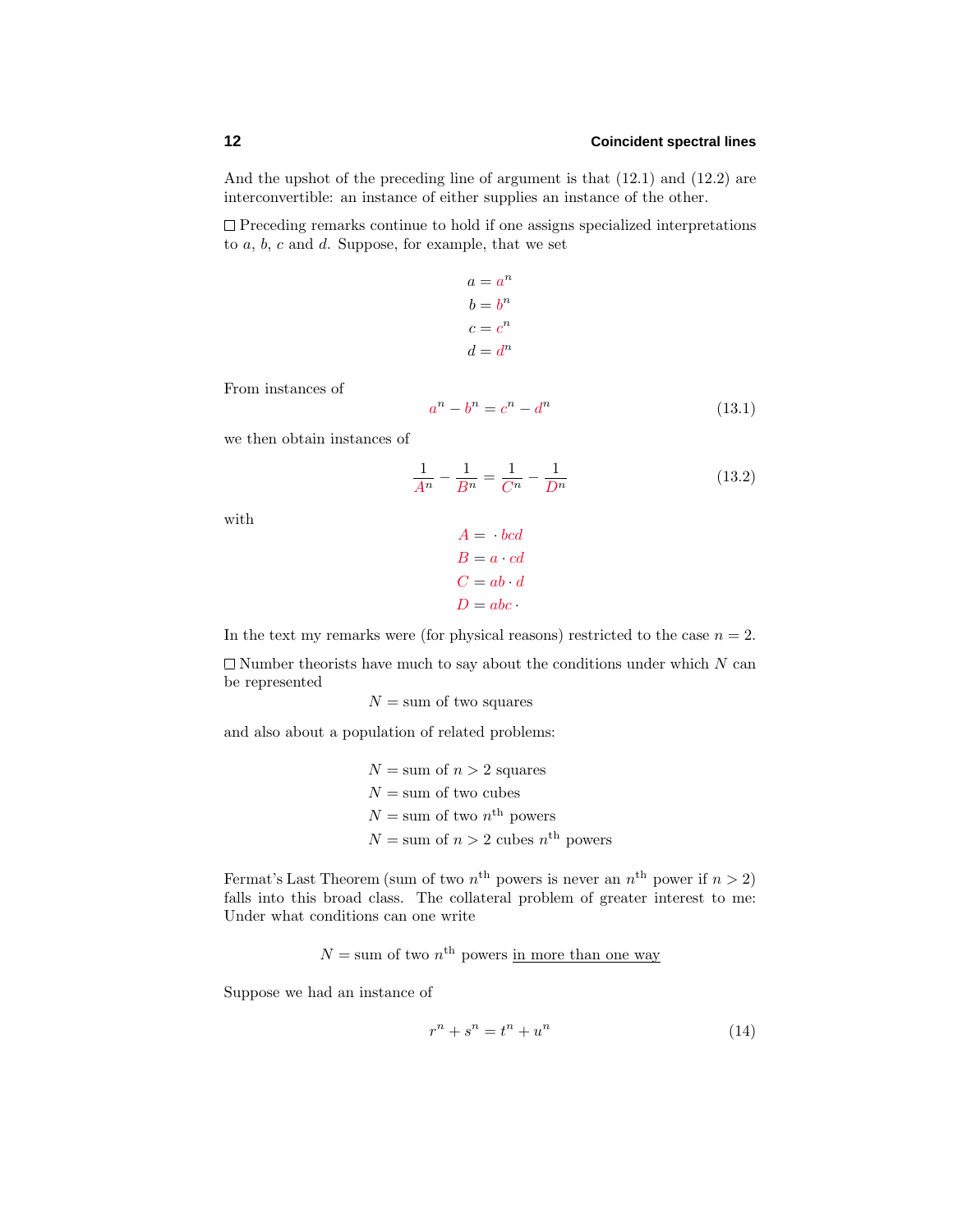And the upshot of the preceding line of argument is that (12.1) and (12.2) are interconvertible: an instance of either supplies an instance of the other.

☐ Preceding remarks continue to hold if one assigns specialized interpretations to $a$, $b$, $c$ and $d$. Suppose, for example, that we set

$$
\begin{aligned}
a &= a^n\\
b &= b^n\\
c &= c^n\\
d &= d^n
\end{aligned}
$$

From instances of

$$a^n - b^n = c^n - d^n \tag{13.1}$$

we then obtain instances of

$$\frac{1}{A^n} - \frac{1}{B^n} = \frac{1}{C^n} - \frac{1}{D^n} \tag{13.2}$$

with

$$
\begin{aligned}
A &= \ \cdot bcd\\
B &= a \cdot cd\\
C &= ab \cdot d\\
D &= abc\, \cdot
\end{aligned}
$$

In the text my remarks were (for physical reasons) restricted to the case $n = 2$.

☐ Number theorists have much to say about the conditions under which $N$ can be represented

$$N = \text{sum of two squares}$$

and also about a population of related problems:

$$
\begin{aligned}
N &= \text{sum of } n > 2 \text{ squares}\\
N &= \text{sum of two cubes}\\
N &= \text{sum of two } n^{\text{th}} \text{ powers}\\
N &= \text{sum of } n > 2 \text{ cubes } n^{\text{th}} \text{ powers}
\end{aligned}
$$

Fermat's Last Theorem (sum of two $n^{\text{th}}$ powers is never an $n^{\text{th}}$ power if $n > 2$) falls into this broad class. The collateral problem of greater interest to me: Under what conditions can one write

$$N = \text{sum of two } n^{\text{th}} \text{ powers } \underline{\text{in more than one way}}$$

Suppose we had an instance of

$$r^n + s^n = t^n + u^n \tag{14}$$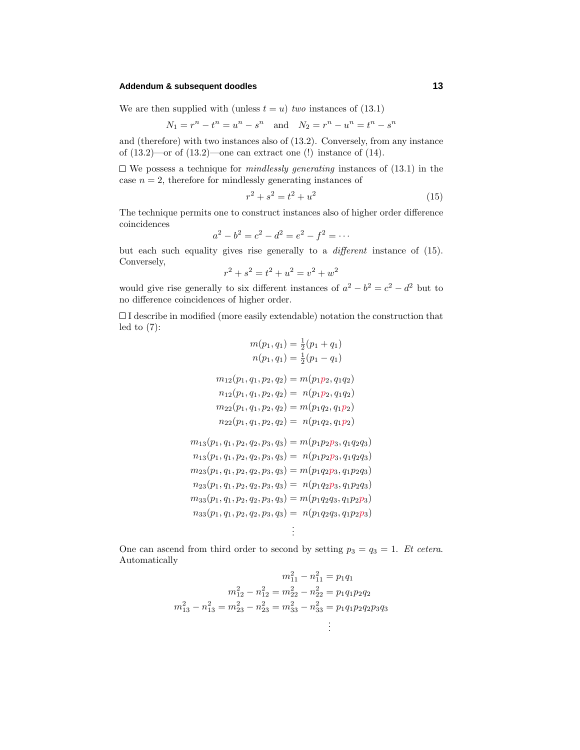We are then supplied with (unless $t = u$) *two* instances of (13.1)

$$N_1 = r^n - t^n = u^n - s^n \quad \text{and} \quad N_2 = r^n - u^n = t^n - s^n$$

and (therefore) with two instances also of (13.2). Conversely, from any instance of (13.2)—or of (13.2)—one can extract one (!) instance of (14).

☐ We possess a technique for *mindlessly generating* instances of (13.1) in the case $n = 2$, therefore for mindlessly generating instances of

$$r^2 + s^2 = t^2 + u^2 \tag{15}$$

The technique permits one to construct instances also of higher order difference coincidences

$$a^2 - b^2 = c^2 - d^2 = e^2 - f^2 = \cdots$$

but each such equality gives rise generally to a *different* instance of (15). Conversely,

$$r^2 + s^2 = t^2 + u^2 = v^2 + w^2$$

would give rise generally to six different instances of $a^2 - b^2 = c^2 - d^2$ but to no difference coincidences of higher order.

☐ I describe in modified (more easily extendable) notation the construction that led to (7):

$$\begin{aligned}
m(p_1, q_1) &= \tfrac{1}{2}(p_1 + q_1)\\
n(p_1, q_1) &= \tfrac{1}{2}(p_1 - q_1)
\end{aligned}$$

$$\begin{aligned}
m_{12}(p_1, q_1, p_2, q_2) &= m(p_1 p_2, q_1 q_2)\\
n_{12}(p_1, q_1, p_2, q_2) &= n(p_1 p_2, q_1 q_2)\\
m_{22}(p_1, q_1, p_2, q_2) &= m(p_1 q_2, q_1 p_2)\\
n_{22}(p_1, q_1, p_2, q_2) &= n(p_1 q_2, q_1 p_2)
\end{aligned}$$

$$\begin{aligned}
m_{13}(p_1, q_1, p_2, q_2, p_3, q_3) &= m(p_1 p_2 p_3, q_1 q_2 q_3)\\
n_{13}(p_1, q_1, p_2, q_2, p_3, q_3) &= n(p_1 p_2 p_3, q_1 q_2 q_3)\\
m_{23}(p_1, q_1, p_2, q_2, p_3, q_3) &= m(p_1 q_2 p_3, q_1 p_2 q_3)\\
n_{23}(p_1, q_1, p_2, q_2, p_3, q_3) &= n(p_1 q_2 p_3, q_1 p_2 q_3)\\
m_{33}(p_1, q_1, p_2, q_2, p_3, q_3) &= m(p_1 q_2 q_3, q_1 p_2 p_3)\\
n_{33}(p_1, q_1, p_2, q_2, p_3, q_3) &= n(p_1 q_2 q_3, q_1 p_2 p_3)\\
&\;\vdots
\end{aligned}$$

One can ascend from third order to second by setting $p_3 = q_3 = 1$. *Et cetera.* Automatically

$$\begin{aligned}
m_{11}^2 - n_{11}^2 &= p_1 q_1\\
m_{12}^2 - n_{12}^2 = m_{22}^2 - n_{22}^2 &= p_1 q_1 p_2 q_2\\
m_{13}^2 - n_{13}^2 = m_{23}^2 - n_{23}^2 = m_{33}^2 - n_{33}^2 &= p_1 q_1 p_2 q_2 p_3 q_3\\
&\;\vdots
\end{aligned}$$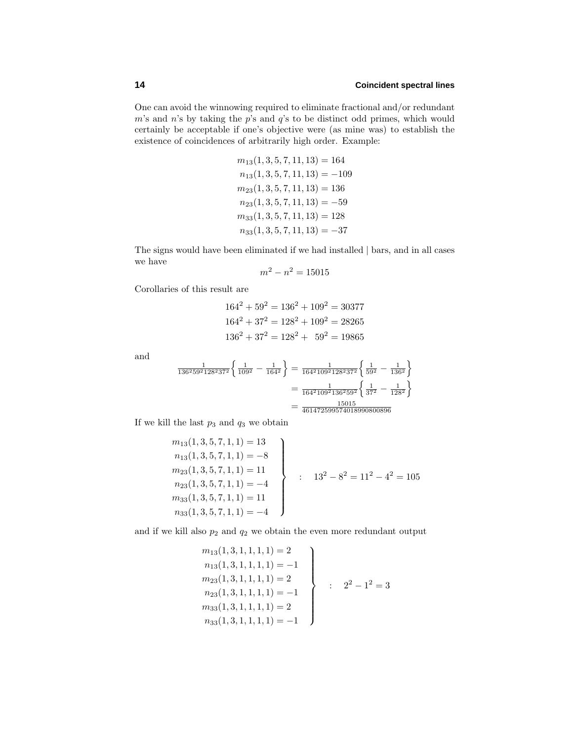One can avoid the winnowing required to eliminate fractional and/or redundant $m$'s and $n$'s by taking the $p$'s and $q$'s to be distinct odd primes, which would certainly be acceptable if one's objective were (as mine was) to establish the existence of coincidences of arbitrarily high order. Example:

$$
\begin{aligned}
m_{13}(1,3,5,7,11,13) &= 164\\
n_{13}(1,3,5,7,11,13) &= -109\\
m_{23}(1,3,5,7,11,13) &= 136\\
n_{23}(1,3,5,7,11,13) &= -59\\
m_{33}(1,3,5,7,11,13) &= 128\\
n_{33}(1,3,5,7,11,13) &= -37
\end{aligned}
$$

The signs would have been eliminated if we had installed | bars, and in all cases we have

$$m^2 - n^2 = 15015$$

Corollaries of this result are

$$
\begin{aligned}
164^2 + 59^2 &= 136^2 + 109^2 = 30377\\
164^2 + 37^2 &= 128^2 + 109^2 = 28265\\
136^2 + 37^2 &= 128^2 + \ \ 59^2 = 19865
\end{aligned}
$$

and

$$
\begin{aligned}
\tfrac{1}{136^2 59^2 128^2 37^2}\Big\{\tfrac{1}{109^2} - \tfrac{1}{164^2}\Big\} &= \tfrac{1}{164^2 109^2 128^2 37^2}\Big\{\tfrac{1}{59^2} - \tfrac{1}{136^2}\Big\}\\
&= \tfrac{1}{164^2 109^2 136^2 59^2}\Big\{\tfrac{1}{37^2} - \tfrac{1}{128^2}\Big\}\\
&= \tfrac{15015}{461472599574018990800896}
\end{aligned}
$$

If we kill the last $p_3$ and $q_3$ we obtain

$$
\left.
\begin{aligned}
m_{13}(1,3,5,7,1,1) &= 13\\
n_{13}(1,3,5,7,1,1) &= -8\\
m_{23}(1,3,5,7,1,1) &= 11\\
n_{23}(1,3,5,7,1,1) &= -4\\
m_{33}(1,3,5,7,1,1) &= 11\\
n_{33}(1,3,5,7,1,1) &= -4
\end{aligned}
\right\} \quad : \quad 13^2 - 8^2 = 11^2 - 4^2 = 105
$$

and if we kill also $p_2$ and $q_2$ we obtain the even more redundant output

$$
\left.
\begin{aligned}
m_{13}(1,3,1,1,1,1) &= 2\\
n_{13}(1,3,1,1,1,1) &= -1\\
m_{23}(1,3,1,1,1,1) &= 2\\
n_{23}(1,3,1,1,1,1) &= -1\\
m_{33}(1,3,1,1,1,1) &= 2\\
n_{33}(1,3,1,1,1,1) &= -1
\end{aligned}
\right\} \quad : \quad 2^2 - 1^2 = 3
$$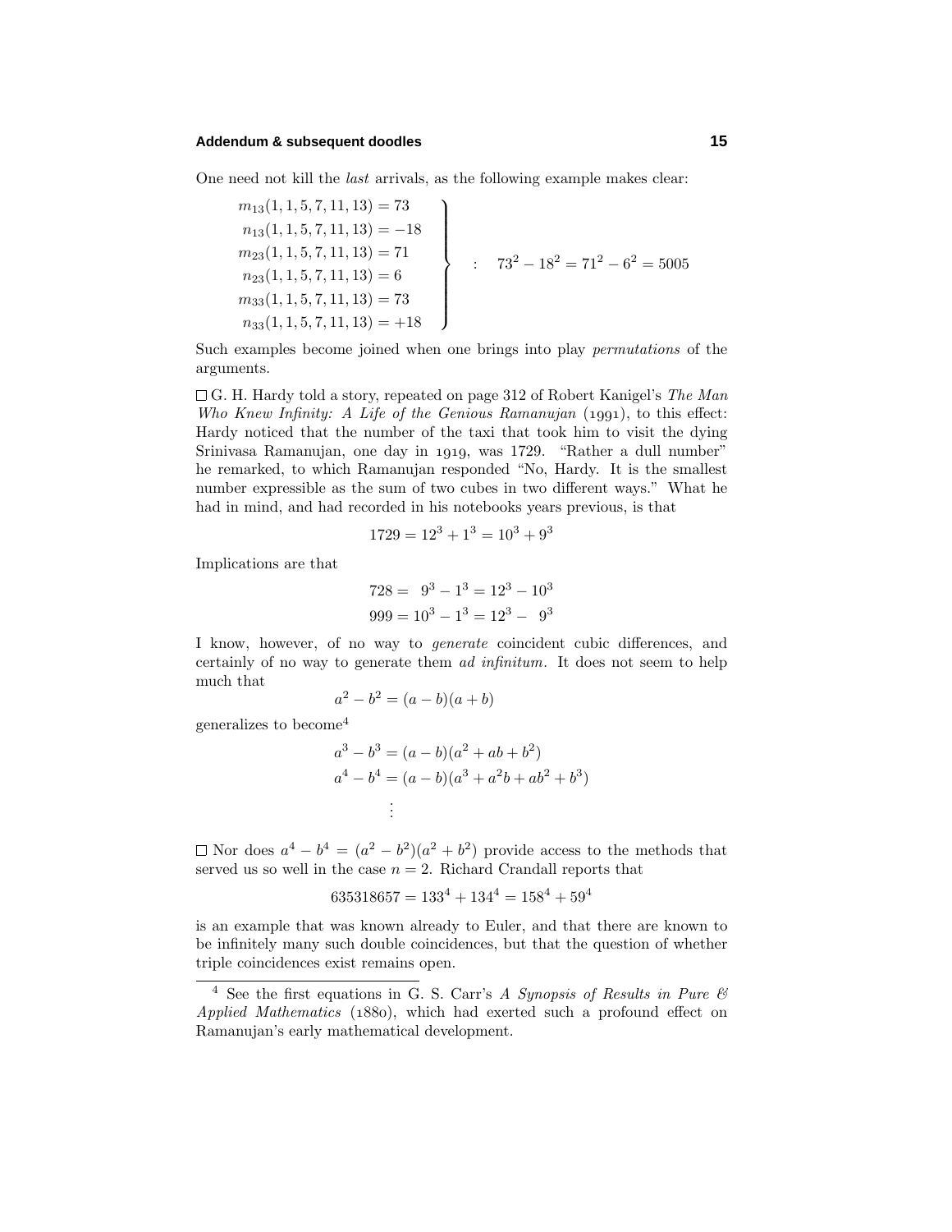One need not kill the *last* arrivals, as the following example makes clear:

$$\left.\begin{aligned} m_{13}(1,1,5,7,11,13) &= 73\\ n_{13}(1,1,5,7,11,13) &= -18\\ m_{23}(1,1,5,7,11,13) &= 71\\ n_{23}(1,1,5,7,11,13) &= 6\\ m_{33}(1,1,5,7,11,13) &= 73\\ n_{33}(1,1,5,7,11,13) &= +18 \end{aligned}\right\} \quad : \quad 73^2 - 18^2 = 71^2 - 6^2 = 5005$$

Such examples become joined when one brings into play *permutations* of the arguments.

□ G. H. Hardy told a story, repeated on page 312 of Robert Kanigel's *The Man Who Knew Infinity: A Life of the Genious Ramanujan* (1991), to this effect: Hardy noticed that the number of the taxi that took him to visit the dying Srinivasa Ramanujan, one day in 1919, was 1729. "Rather a dull number" he remarked, to which Ramanujan responded "No, Hardy. It is the smallest number expressible as the sum of two cubes in two different ways." What he had in mind, and had recorded in his notebooks years previous, is that

$$1729 = 12^3 + 1^3 = 10^3 + 9^3$$

Implications are that

$$\begin{aligned} 728 &= \phantom{1}9^3 - 1^3 = 12^3 - 10^3\\ 999 &= 10^3 - 1^3 = 12^3 - \phantom{1}9^3 \end{aligned}$$

I know, however, of no way to *generate* coincident cubic differences, and certainly of no way to generate them *ad infinitum*. It does not seem to help much that

$$a^2 - b^2 = (a-b)(a+b)$$

generalizes to become[4]

$$\begin{aligned} a^3 - b^3 &= (a-b)(a^2 + ab + b^2)\\ a^4 - b^4 &= (a-b)(a^3 + a^2b + ab^2 + b^3)\\ &\;\;\vdots \end{aligned}$$

□ Nor does $a^4 - b^4 = (a^2 - b^2)(a^2 + b^2)$ provide access to the methods that served us so well in the case $n = 2$. Richard Crandall reports that

$$635318657 = 133^4 + 134^4 = 158^4 + 59^4$$

is an example that was known already to Euler, and that there are known to be infinitely many such double coincidences, but that the question of whether triple coincidences exist remains open.

---

[4] See the first equations in G. S. Carr's *A Synopsis of Results in Pure & Applied Mathematics* (1880), which had exerted such a profound effect on Ramanujan's early mathematical development.